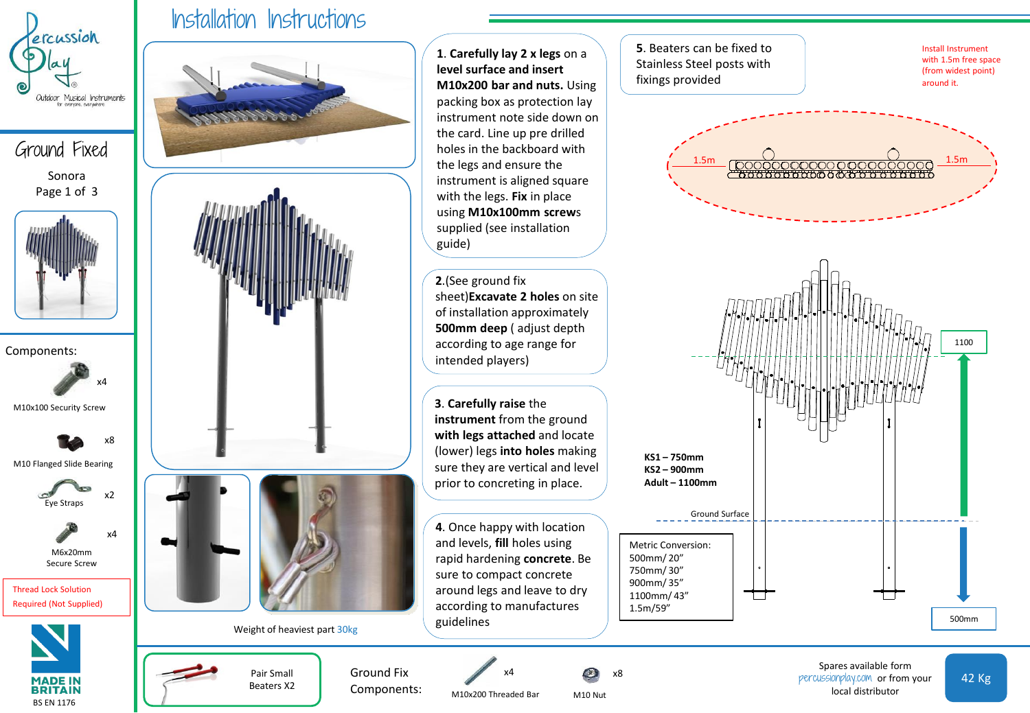# Installation Instructions

Percussion Play
Outdoor Musical Instruments
for everyone, everywhere

## Ground Fixed

Sonora

### Components:

- M10x100 Security Screw x4
- M10 Flanged Slide Bearing x8
- Eye Straps x2
- M6x20mm Secure Screw x4

Thread Lock Solution Required (Not Supplied)

MADE IN BRITAIN
BS EN 1176

Weight of heaviest part 30kg

**1**. **Carefully lay 2 x legs** on a **level surface and insert M10x200 bar and nuts.** Using packing box as protection lay instrument note side down on the card. Line up pre drilled holes in the backboard with the legs and ensure the instrument is aligned square with the legs. **Fix** in place using **M10x100mm screws** supplied (see installation guide)

**2**.(See ground fix sheet)**Excavate 2 holes** on site of installation approximately **500mm deep** ( adjust depth according to age range for intended players)

**3**. **Carefully raise** the **instrument** from the ground **with legs attached** and locate (lower) legs **into holes** making sure they are vertical and level prior to concreting in place.

**4**. Once happy with location and levels, **fill** holes using rapid hardening **concrete**. Be sure to compact concrete around legs and leave to dry according to manufactures guidelines

**5**. Beaters can be fixed to Stainless Steel posts with fixings provided

Install Instrument with 1.5m free space (from widest point) around it.

1.5m
1.5m

1100

**KS1 – 750mm**
**KS2 – 900mm**
**Adult – 1100mm**

Ground Surface

500mm

Metric Conversion:
500mm/ 20”
750mm/ 30”
900mm/ 35”
1100mm/ 43”
1.5m/59”

Pair Small Beaters X2

Ground Fix Components:

- M10x200 Threaded Bar x4
- M10 Nut x8

Spares available form percussionplay.com or from your local distributor

42 Kg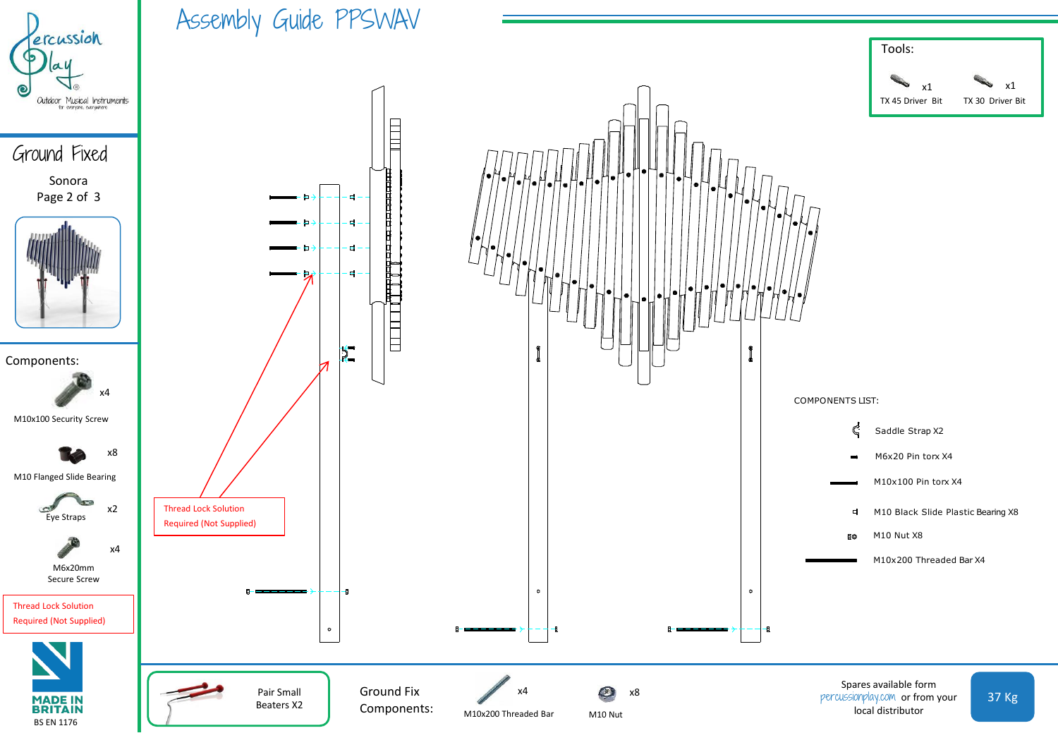# Assembly Guide PPSWAV

Percussion Play
Outdoor Musical Instruments
for everyone, everywhere

## Ground Fixed

Sonora
Page 2 of 3

### Components:

- M10x100 Security Screw x4
- M10 Flanged Slide Bearing x8
- Eye Straps x2
- M6x20mm Secure Screw x4

Thread Lock Solution Required (Not Supplied)

MADE IN BRITAIN
BS EN 1176

### Tools:

- TX 45 Driver Bit x1
- TX 30 Driver Bit x1

Thread Lock Solution Required (Not Supplied)

COMPONENTS LIST:

- Saddle Strap X2
- M6x20 Pin torx X4
- M10x100 Pin torx X4
- M10 Black Slide Plastic Bearing X8
- M10 Nut X8
- M10x200 Threaded Bar X4

Pair Small Beaters X2

Ground Fix Components:

- M10x200 Threaded Bar x4
- M10 Nut x8

Spares available form percussionplay.com or from your local distributor

37 Kg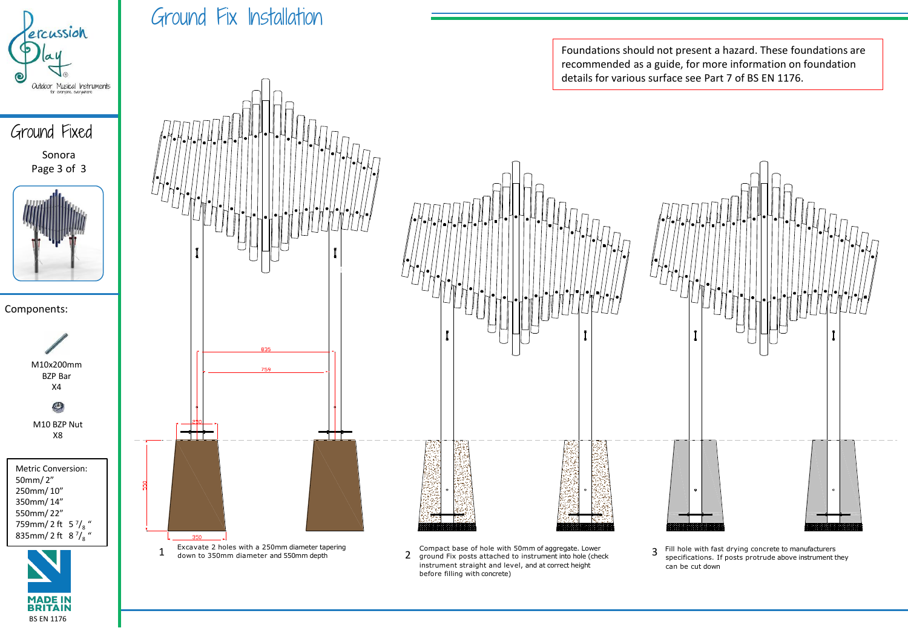# Ground Fix Installation

Percussion Play
Outdoor Musical Instruments
for everyone, everywhere

## Ground Fixed

Sonora
Page 3 of 3

Components:

M10x200mm
BZP Bar
X4

M10 BZP Nut
X8

Metric Conversion:
50mm/ 2”
250mm/ 10”
350mm/ 14”
550mm/ 22”
759mm/ 2 ft 5 $^{7}/_{8}$ “
835mm/ 2 ft 8 $^{7}/_{8}$ “

MADE IN BRITAIN
BS EN 1176

Foundations should not present a hazard. These foundations are recommended as a guide, for more information on foundation details for various surface see Part 7 of BS EN 1176.

835
759
250
550
350

1 Excavate 2 holes with a 250mm diameter tapering down to 350mm diameter and 550mm depth

2 Compact base of hole with 50mm of aggregate. Lower ground Fix posts attached to instrument into hole (check instrument straight and level, and at correct height before filling with concrete)

3 Fill hole with fast drying concrete to manufacturers specifications. If posts protrude above instrument they can be cut down